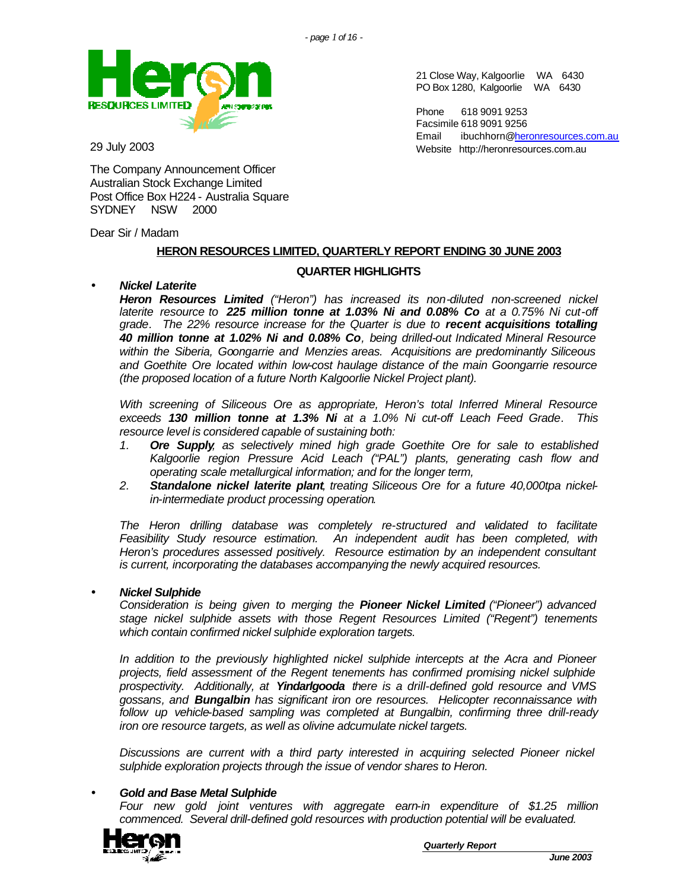21 Close Way, Kalgoorlie WA 6430
PO Box 1280, Kalgoorlie WA 6430

Phone 618 9091 9253
Facsimile 618 9091 9256
Email ibuchhorn@heronresources.com.au
Website http://heronresources.com.au

29 July 2003

The Company Announcement Officer
Australian Stock Exchange Limited
Post Office Box H224 - Australia Square
SYDNEY NSW 2000

Dear Sir / Madam

## HERON RESOURCES LIMITED, QUARTERLY REPORT ENDING 30 JUNE 2003

### QUARTER HIGHLIGHTS

- ***Nickel Laterite***

  ***Heron Resources Limited*** *("Heron") has increased its non-diluted non-screened nickel laterite resource to **225 million tonne at 1.03% Ni and 0.08% Co** at a 0.75% Ni cut-off grade. The 22% resource increase for the Quarter is due to **recent acquisitions totalling 40 million tonne at 1.02% Ni and 0.08% Co**, being drilled-out Indicated Mineral Resource within the Siberia, Goongarrie and Menzies areas. Acquisitions are predominantly Siliceous and Goethite Ore located within low-cost haulage distance of the main Goongarrie resource (the proposed location of a future North Kalgoorlie Nickel Project plant).*

  *With screening of Siliceous Ore as appropriate, Heron's total Inferred Mineral Resource exceeds **130 million tonne at 1.3% Ni** at a 1.0% Ni cut-off Leach Feed Grade. This resource level is considered capable of sustaining both:*

  1. ***Ore Supply****, as selectively mined high grade Goethite Ore for sale to established Kalgoorlie region Pressure Acid Leach ("PAL") plants, generating cash flow and operating scale metallurgical information; and for the longer term,*
  2. ***Standalone nickel laterite plant****, treating Siliceous Ore for a future 40,000tpa nickel-in-intermediate product processing operation.*

  *The Heron drilling database was completely re-structured and validated to facilitate Feasibility Study resource estimation. An independent audit has been completed, with Heron's procedures assessed positively. Resource estimation by an independent consultant is current, incorporating the databases accompanying the newly acquired resources.*

- ***Nickel Sulphide***

  *Consideration is being given to merging the **Pioneer Nickel Limited** ("Pioneer") advanced stage nickel sulphide assets with those Regent Resources Limited ("Regent") tenements which contain confirmed nickel sulphide exploration targets.*

  *In addition to the previously highlighted nickel sulphide intercepts at the Acra and Pioneer projects, field assessment of the Regent tenements has confirmed promising nickel sulphide prospectivity. Additionally, at **Yindarlgooda** there is a drill-defined gold resource and VMS gossans, and **Bungalbin** has significant iron ore resources. Helicopter reconnaissance with follow up vehicle-based sampling was completed at Bungalbin, confirming three drill-ready iron ore resource targets, as well as olivine adcumulate nickel targets.*

  *Discussions are current with a third party interested in acquiring selected Pioneer nickel sulphide exploration projects through the issue of vendor shares to Heron.*

- ***Gold and Base Metal Sulphide***

  *Four new gold joint ventures with aggregate earn-in expenditure of $1.25 million commenced. Several drill-defined gold resources with production potential will be evaluated.*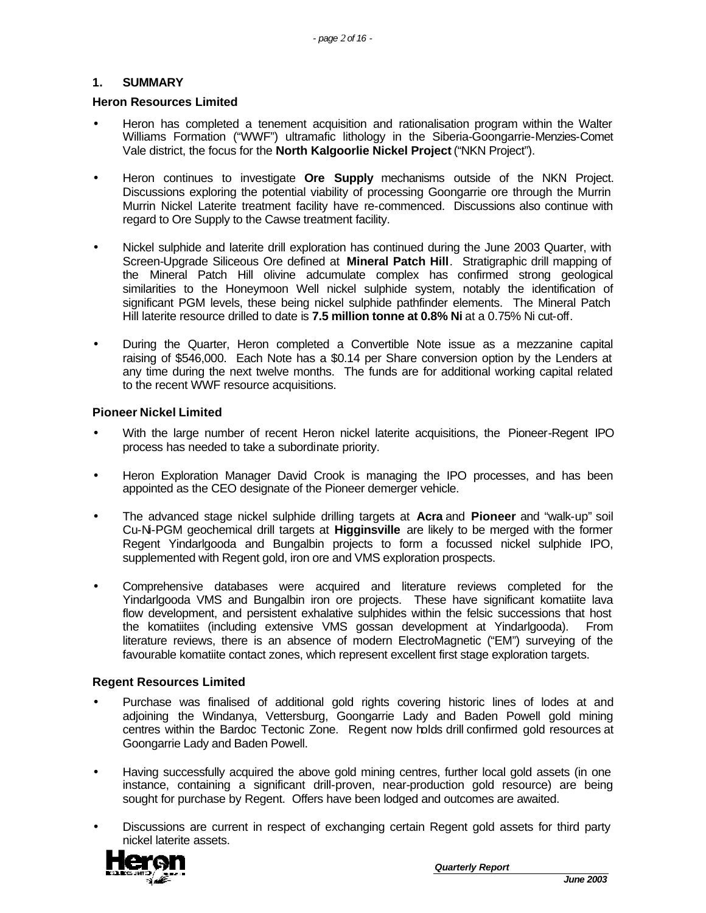## 1. SUMMARY

### Heron Resources Limited

- Heron has completed a tenement acquisition and rationalisation program within the Walter Williams Formation ("WWF") ultramafic lithology in the Siberia-Goongarrie-Menzies-Comet Vale district, the focus for the **North Kalgoorlie Nickel Project** ("NKN Project").

- Heron continues to investigate **Ore Supply** mechanisms outside of the NKN Project. Discussions exploring the potential viability of processing Goongarrie ore through the Murrin Murrin Nickel Laterite treatment facility have re-commenced. Discussions also continue with regard to Ore Supply to the Cawse treatment facility.

- Nickel sulphide and laterite drill exploration has continued during the June 2003 Quarter, with Screen-Upgrade Siliceous Ore defined at **Mineral Patch Hill**. Stratigraphic drill mapping of the Mineral Patch Hill olivine adcumulate complex has confirmed strong geological similarities to the Honeymoon Well nickel sulphide system, notably the identification of significant PGM levels, these being nickel sulphide pathfinder elements. The Mineral Patch Hill laterite resource drilled to date is **7.5 million tonne at 0.8% Ni** at a 0.75% Ni cut-off.

- During the Quarter, Heron completed a Convertible Note issue as a mezzanine capital raising of $546,000. Each Note has a $0.14 per Share conversion option by the Lenders at any time during the next twelve months. The funds are for additional working capital related to the recent WWF resource acquisitions.

### Pioneer Nickel Limited

- With the large number of recent Heron nickel laterite acquisitions, the Pioneer-Regent IPO process has needed to take a subordinate priority.

- Heron Exploration Manager David Crook is managing the IPO processes, and has been appointed as the CEO designate of the Pioneer demerger vehicle.

- The advanced stage nickel sulphide drilling targets at **Acra** and **Pioneer** and "walk-up" soil Cu-Ni-PGM geochemical drill targets at **Higginsville** are likely to be merged with the former Regent Yindarlgooda and Bungalbin projects to form a focussed nickel sulphide IPO, supplemented with Regent gold, iron ore and VMS exploration prospects.

- Comprehensive databases were acquired and literature reviews completed for the Yindarlgooda VMS and Bungalbin iron ore projects. These have significant komatiite lava flow development, and persistent exhalative sulphides within the felsic successions that host the komatiites (including extensive VMS gossan development at Yindarlgooda). From literature reviews, there is an absence of modern ElectroMagnetic ("EM") surveying of the favourable komatiite contact zones, which represent excellent first stage exploration targets.

### Regent Resources Limited

- Purchase was finalised of additional gold rights covering historic lines of lodes at and adjoining the Windanya, Vettersburg, Goongarrie Lady and Baden Powell gold mining centres within the Bardoc Tectonic Zone. Regent now holds drill confirmed gold resources at Goongarrie Lady and Baden Powell.

- Having successfully acquired the above gold mining centres, further local gold assets (in one instance, containing a significant drill-proven, near-production gold resource) are being sought for purchase by Regent. Offers have been lodged and outcomes are awaited.

- Discussions are current in respect of exchanging certain Regent gold assets for third party nickel laterite assets.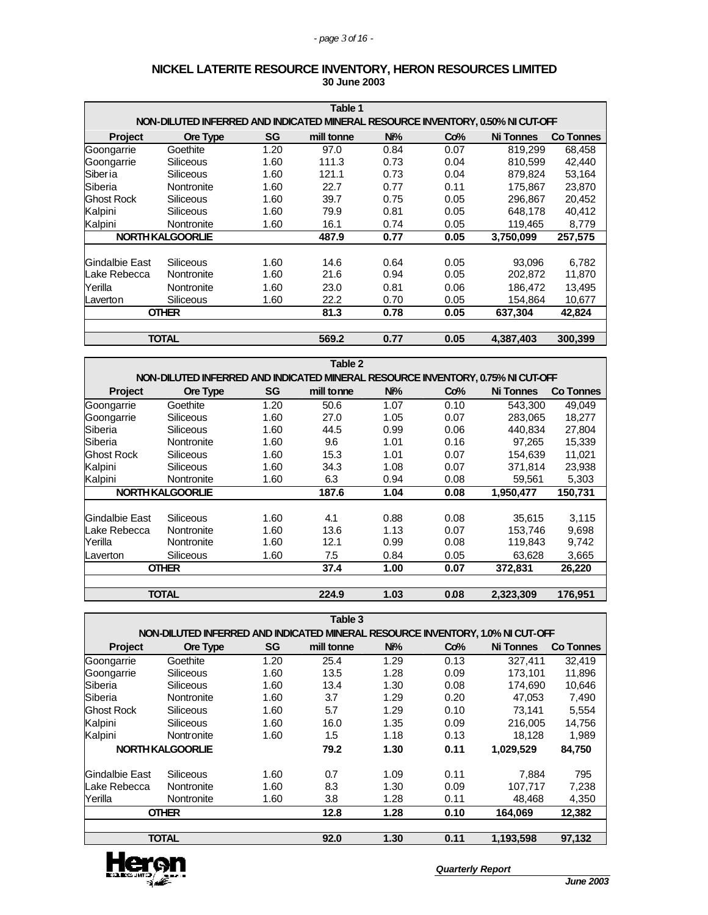## NICKEL LATERITE RESOURCE INVENTORY, HERON RESOURCES LIMITED
**30 June 2003**

**Table 1**
**NON-DILUTED INFERRED AND INDICATED MINERAL RESOURCE INVENTORY, 0.50% NI CUT-OFF**

| Project | Ore Type | SG | mill tonne | Ni% | Co% | Ni Tonnes | Co Tonnes |
|---|---|---|---|---|---|---|---|
| Goongarrie | Goethite | 1.20 | 97.0 | 0.84 | 0.07 | 819,299 | 68,458 |
| Goongarrie | Siliceous | 1.60 | 111.3 | 0.73 | 0.04 | 810,599 | 42,440 |
| Siberia | Siliceous | 1.60 | 121.1 | 0.73 | 0.04 | 879,824 | 53,164 |
| Siberia | Nontronite | 1.60 | 22.7 | 0.77 | 0.11 | 175,867 | 23,870 |
| Ghost Rock | Siliceous | 1.60 | 39.7 | 0.75 | 0.05 | 296,867 | 20,452 |
| Kalpini | Siliceous | 1.60 | 79.9 | 0.81 | 0.05 | 648,178 | 40,412 |
| Kalpini | Nontronite | 1.60 | 16.1 | 0.74 | 0.05 | 119,465 | 8,779 |
| **NORTH KALGOORLIE** | | | **487.9** | **0.77** | **0.05** | **3,750,099** | **257,575** |
| Gindalbie East | Siliceous | 1.60 | 14.6 | 0.64 | 0.05 | 93,096 | 6,782 |
| Lake Rebecca | Nontronite | 1.60 | 21.6 | 0.94 | 0.05 | 202,872 | 11,870 |
| Yerilla | Nontronite | 1.60 | 23.0 | 0.81 | 0.06 | 186,472 | 13,495 |
| Laverton | Siliceous | 1.60 | 22.2 | 0.70 | 0.05 | 154,864 | 10,677 |
| **OTHER** | | | **81.3** | **0.78** | **0.05** | **637,304** | **42,824** |
| **TOTAL** | | | **569.2** | **0.77** | **0.05** | **4,387,403** | **300,399** |

**Table 2**
**NON-DILUTED INFERRED AND INDICATED MINERAL RESOURCE INVENTORY, 0.75% NI CUT-OFF**

| Project | Ore Type | SG | mill tonne | Ni% | Co% | Ni Tonnes | Co Tonnes |
|---|---|---|---|---|---|---|---|
| Goongarrie | Goethite | 1.20 | 50.6 | 1.07 | 0.10 | 543,300 | 49,049 |
| Goongarrie | Siliceous | 1.60 | 27.0 | 1.05 | 0.07 | 283,065 | 18,277 |
| Siberia | Siliceous | 1.60 | 44.5 | 0.99 | 0.06 | 440,834 | 27,804 |
| Siberia | Nontronite | 1.60 | 9.6 | 1.01 | 0.16 | 97,265 | 15,339 |
| Ghost Rock | Siliceous | 1.60 | 15.3 | 1.01 | 0.07 | 154,639 | 11,021 |
| Kalpini | Siliceous | 1.60 | 34.3 | 1.08 | 0.07 | 371,814 | 23,938 |
| Kalpini | Nontronite | 1.60 | 6.3 | 0.94 | 0.08 | 59,561 | 5,303 |
| **NORTH KALGOORLIE** | | | **187.6** | **1.04** | **0.08** | **1,950,477** | **150,731** |
| Gindalbie East | Siliceous | 1.60 | 4.1 | 0.88 | 0.08 | 35,615 | 3,115 |
| Lake Rebecca | Nontronite | 1.60 | 13.6 | 1.13 | 0.07 | 153,746 | 9,698 |
| Yerilla | Nontronite | 1.60 | 12.1 | 0.99 | 0.08 | 119,843 | 9,742 |
| Laverton | Siliceous | 1.60 | 7.5 | 0.84 | 0.05 | 63,628 | 3,665 |
| **OTHER** | | | **37.4** | **1.00** | **0.07** | **372,831** | **26,220** |
| **TOTAL** | | | **224.9** | **1.03** | **0.08** | **2,323,309** | **176,951** |

**Table 3**
**NON-DILUTED INFERRED AND INDICATED MINERAL RESOURCE INVENTORY, 1.0% NI CUT-OFF**

| Project | Ore Type | SG | mill tonne | Ni% | Co% | Ni Tonnes | Co Tonnes |
|---|---|---|---|---|---|---|---|
| Goongarrie | Goethite | 1.20 | 25.4 | 1.29 | 0.13 | 327,411 | 32,419 |
| Goongarrie | Siliceous | 1.60 | 13.5 | 1.28 | 0.09 | 173,101 | 11,896 |
| Siberia | Siliceous | 1.60 | 13.4 | 1.30 | 0.08 | 174,690 | 10,646 |
| Siberia | Nontronite | 1.60 | 3.7 | 1.29 | 0.20 | 47,053 | 7,490 |
| Ghost Rock | Siliceous | 1.60 | 5.7 | 1.29 | 0.10 | 73,141 | 5,554 |
| Kalpini | Siliceous | 1.60 | 16.0 | 1.35 | 0.09 | 216,005 | 14,756 |
| Kalpini | Nontronite | 1.60 | 1.5 | 1.18 | 0.13 | 18,128 | 1,989 |
| **NORTH KALGOORLIE** | | | **79.2** | **1.30** | **0.11** | **1,029,529** | **84,750** |
| Gindalbie East | Siliceous | 1.60 | 0.7 | 1.09 | 0.11 | 7,884 | 795 |
| Lake Rebecca | Nontronite | 1.60 | 8.3 | 1.30 | 0.09 | 107,717 | 7,238 |
| Yerilla | Nontronite | 1.60 | 3.8 | 1.28 | 0.11 | 48,468 | 4,350 |
| **OTHER** | | | **12.8** | **1.28** | **0.10** | **164,069** | **12,382** |
| **TOTAL** | | | **92.0** | **1.30** | **0.11** | **1,193,598** | **97,132** |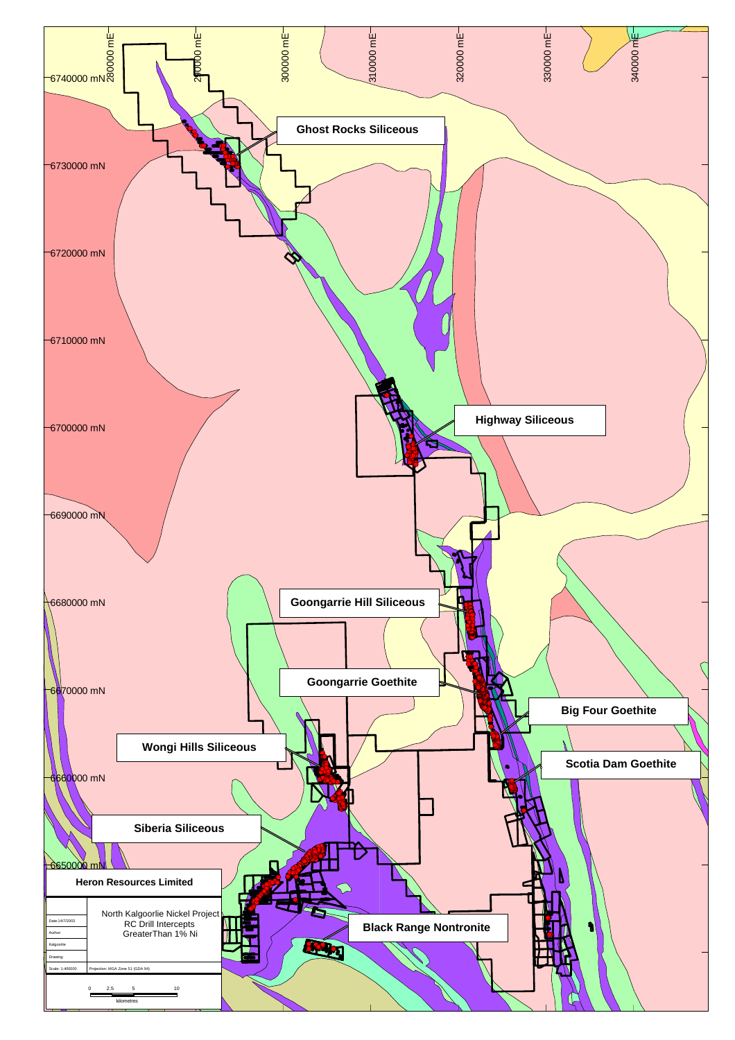Ghost Rocks Siliceous

Highway Siliceous

Goongarrie Hill Siliceous

Goongarrie Goethite

Big Four Goethite

Wongi Hills Siliceous

Scotia Dam Goethite

Siberia Siliceous

Black Range Nontronite

280000 mE | 290000 mE | 300000 mE | 310000 mE | 320000 mE | 330000 mE | 340000 mE

6740000 mN | 6730000 mN | 6720000 mN | 6710000 mN | 6700000 mN | 6690000 mN | 6680000 mN | 6670000 mN | 6660000 mN | 6650000 mN

**Heron Resources Limited**

| | |
|---|---|
| Date:14/7/2003 | North Kalgoorlie Nickel Project RC Drill Intercepts GreaterThan 1% Ni |
| Author: | |
| Kalgoorlie | |
| Drawing: | |
| Scale: 1:400000 | Projection: MGA Zone 51 (GDA 94) |

0 2.5 5 10
kilometres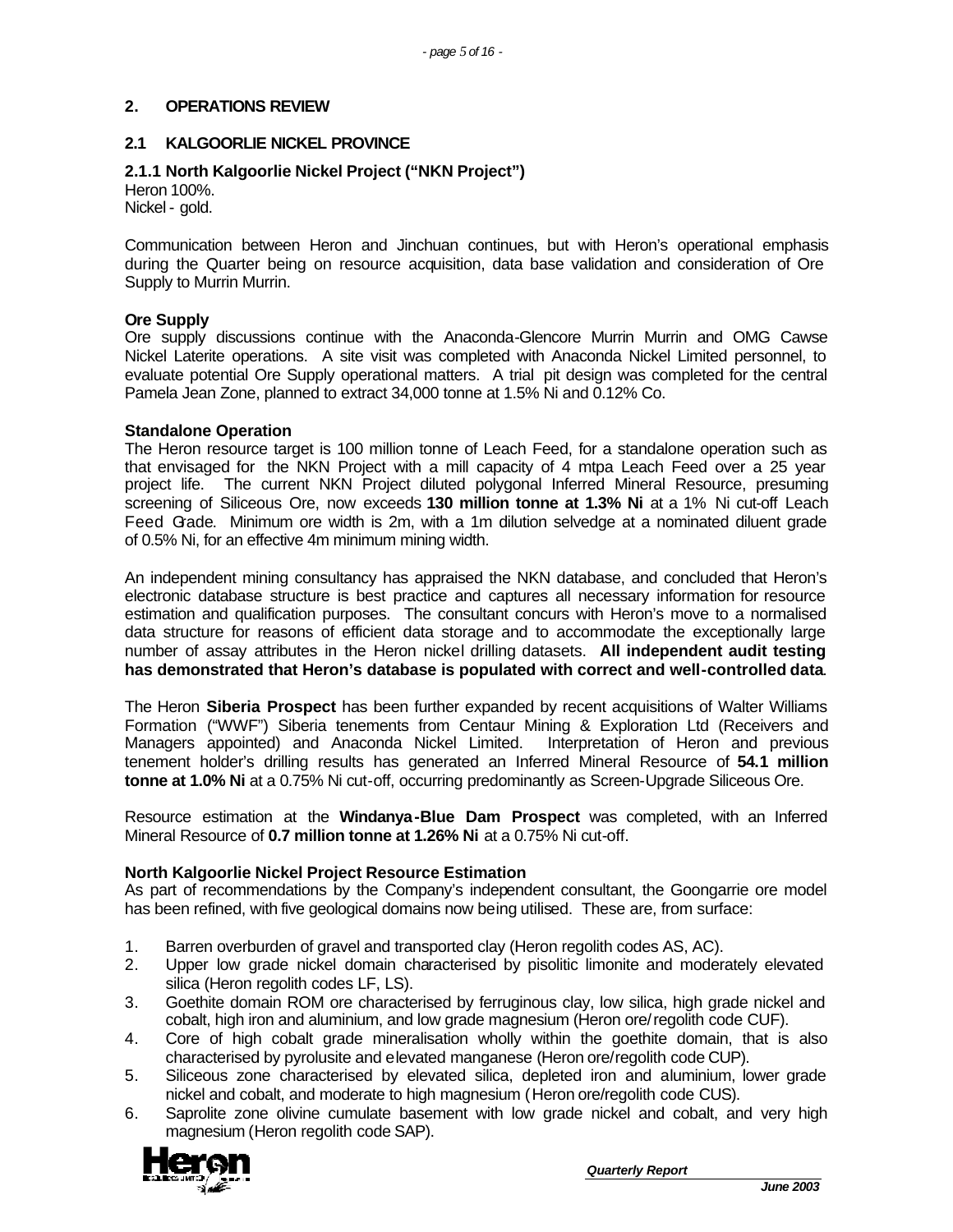## 2. OPERATIONS REVIEW

### 2.1 KALGOORLIE NICKEL PROVINCE

#### 2.1.1 North Kalgoorlie Nickel Project ("NKN Project")

Heron 100%.
Nickel - gold.

Communication between Heron and Jinchuan continues, but with Heron's operational emphasis during the Quarter being on resource acquisition, data base validation and consideration of Ore Supply to Murrin Murrin.

**Ore Supply**

Ore supply discussions continue with the Anaconda-Glencore Murrin Murrin and OMG Cawse Nickel Laterite operations. A site visit was completed with Anaconda Nickel Limited personnel, to evaluate potential Ore Supply operational matters. A trial pit design was completed for the central Pamela Jean Zone, planned to extract 34,000 tonne at 1.5% Ni and 0.12% Co.

**Standalone Operation**

The Heron resource target is 100 million tonne of Leach Feed, for a standalone operation such as that envisaged for the NKN Project with a mill capacity of 4 mtpa Leach Feed over a 25 year project life. The current NKN Project diluted polygonal Inferred Mineral Resource, presuming screening of Siliceous Ore, now exceeds **130 million tonne at 1.3% Ni** at a 1% Ni cut-off Leach Feed Grade. Minimum ore width is 2m, with a 1m dilution selvedge at a nominated diluent grade of 0.5% Ni, for an effective 4m minimum mining width.

An independent mining consultancy has appraised the NKN database, and concluded that Heron's electronic database structure is best practice and captures all necessary information for resource estimation and qualification purposes. The consultant concurs with Heron's move to a normalised data structure for reasons of efficient data storage and to accommodate the exceptionally large number of assay attributes in the Heron nickel drilling datasets. **All independent audit testing has demonstrated that Heron's database is populated with correct and well-controlled data**.

The Heron **Siberia Prospect** has been further expanded by recent acquisitions of Walter Williams Formation ("WWF") Siberia tenements from Centaur Mining & Exploration Ltd (Receivers and Managers appointed) and Anaconda Nickel Limited. Interpretation of Heron and previous tenement holder's drilling results has generated an Inferred Mineral Resource of **54.1 million tonne at 1.0% Ni** at a 0.75% Ni cut-off, occurring predominantly as Screen-Upgrade Siliceous Ore.

Resource estimation at the **Windanya-Blue Dam Prospect** was completed, with an Inferred Mineral Resource of **0.7 million tonne at 1.26% Ni** at a 0.75% Ni cut-off.

**North Kalgoorlie Nickel Project Resource Estimation**

As part of recommendations by the Company's independent consultant, the Goongarrie ore model has been refined, with five geological domains now being utilised. These are, from surface:

1. Barren overburden of gravel and transported clay (Heron regolith codes AS, AC).
2. Upper low grade nickel domain characterised by pisolitic limonite and moderately elevated silica (Heron regolith codes LF, LS).
3. Goethite domain ROM ore characterised by ferruginous clay, low silica, high grade nickel and cobalt, high iron and aluminium, and low grade magnesium (Heron ore/regolith code CUF).
4. Core of high cobalt grade mineralisation wholly within the goethite domain, that is also characterised by pyrolusite and elevated manganese (Heron ore/regolith code CUP).
5. Siliceous zone characterised by elevated silica, depleted iron and aluminium, lower grade nickel and cobalt, and moderate to high magnesium (Heron ore/regolith code CUS).
6. Saprolite zone olivine cumulate basement with low grade nickel and cobalt, and very high magnesium (Heron regolith code SAP).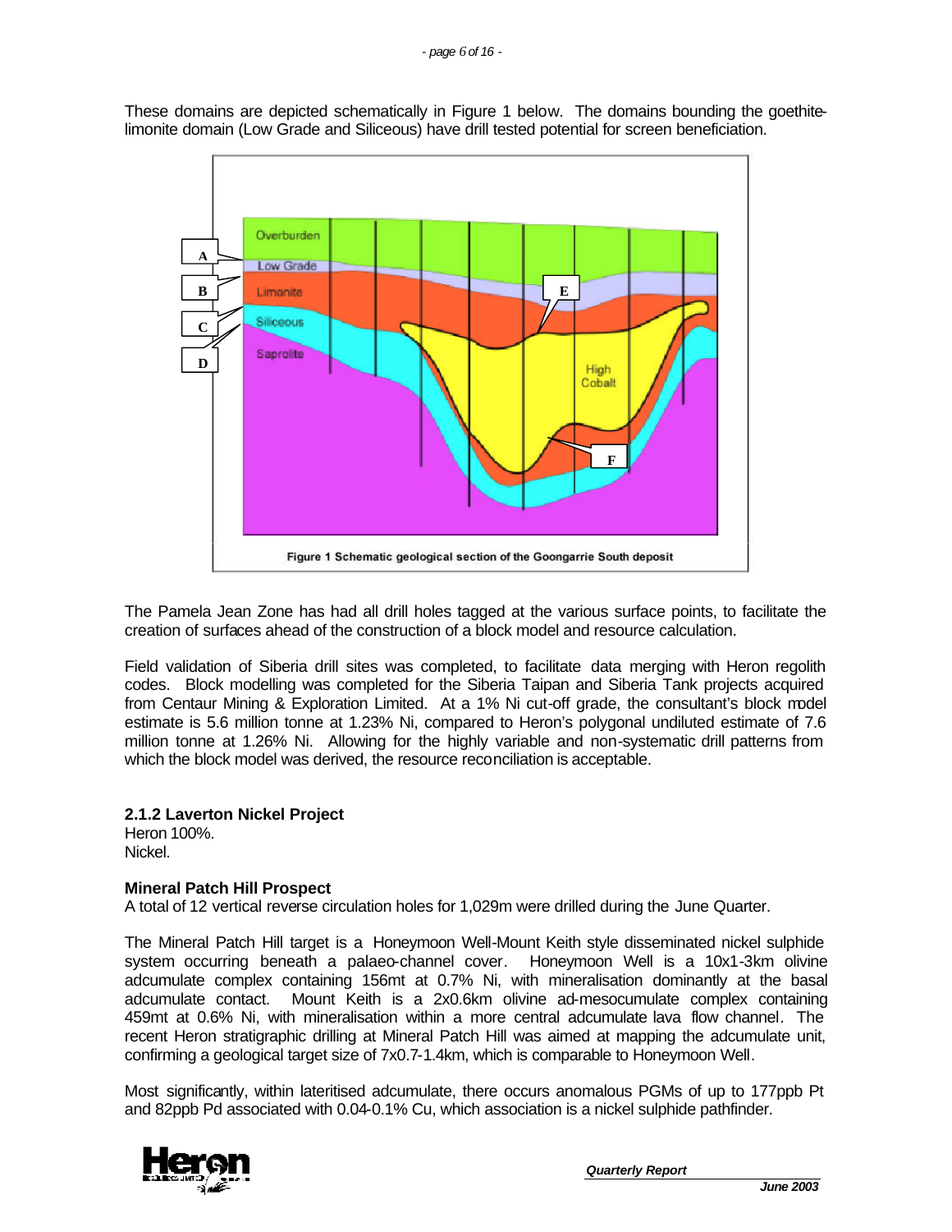These domains are depicted schematically in Figure 1 below. The domains bounding the goethite-limonite domain (Low Grade and Siliceous) have drill tested potential for screen beneficiation.

Figure 1 Schematic geological section of the Goongarrie South deposit

The Pamela Jean Zone has had all drill holes tagged at the various surface points, to facilitate the creation of surfaces ahead of the construction of a block model and resource calculation.

Field validation of Siberia drill sites was completed, to facilitate data merging with Heron regolith codes. Block modelling was completed for the Siberia Taipan and Siberia Tank projects acquired from Centaur Mining & Exploration Limited. At a 1% Ni cut-off grade, the consultant's block model estimate is 5.6 million tonne at 1.23% Ni, compared to Heron's polygonal undiluted estimate of 7.6 million tonne at 1.26% Ni. Allowing for the highly variable and non-systematic drill patterns from which the block model was derived, the resource reconciliation is acceptable.

### 2.1.2 Laverton Nickel Project

Heron 100%.
Nickel.

#### Mineral Patch Hill Prospect

A total of 12 vertical reverse circulation holes for 1,029m were drilled during the June Quarter.

The Mineral Patch Hill target is a Honeymoon Well-Mount Keith style disseminated nickel sulphide system occurring beneath a palaeo-channel cover. Honeymoon Well is a 10x1-3km olivine adcumulate complex containing 156mt at 0.7% Ni, with mineralisation dominantly at the basal adcumulate contact. Mount Keith is a 2x0.6km olivine ad-mesocumulate complex containing 459mt at 0.6% Ni, with mineralisation within a more central adcumulate lava flow channel. The recent Heron stratigraphic drilling at Mineral Patch Hill was aimed at mapping the adcumulate unit, confirming a geological target size of 7x0.7-1.4km, which is comparable to Honeymoon Well.

Most significantly, within lateritised adcumulate, there occurs anomalous PGMs of up to 177ppb Pt and 82ppb Pd associated with 0.04-0.1% Cu, which association is a nickel sulphide pathfinder.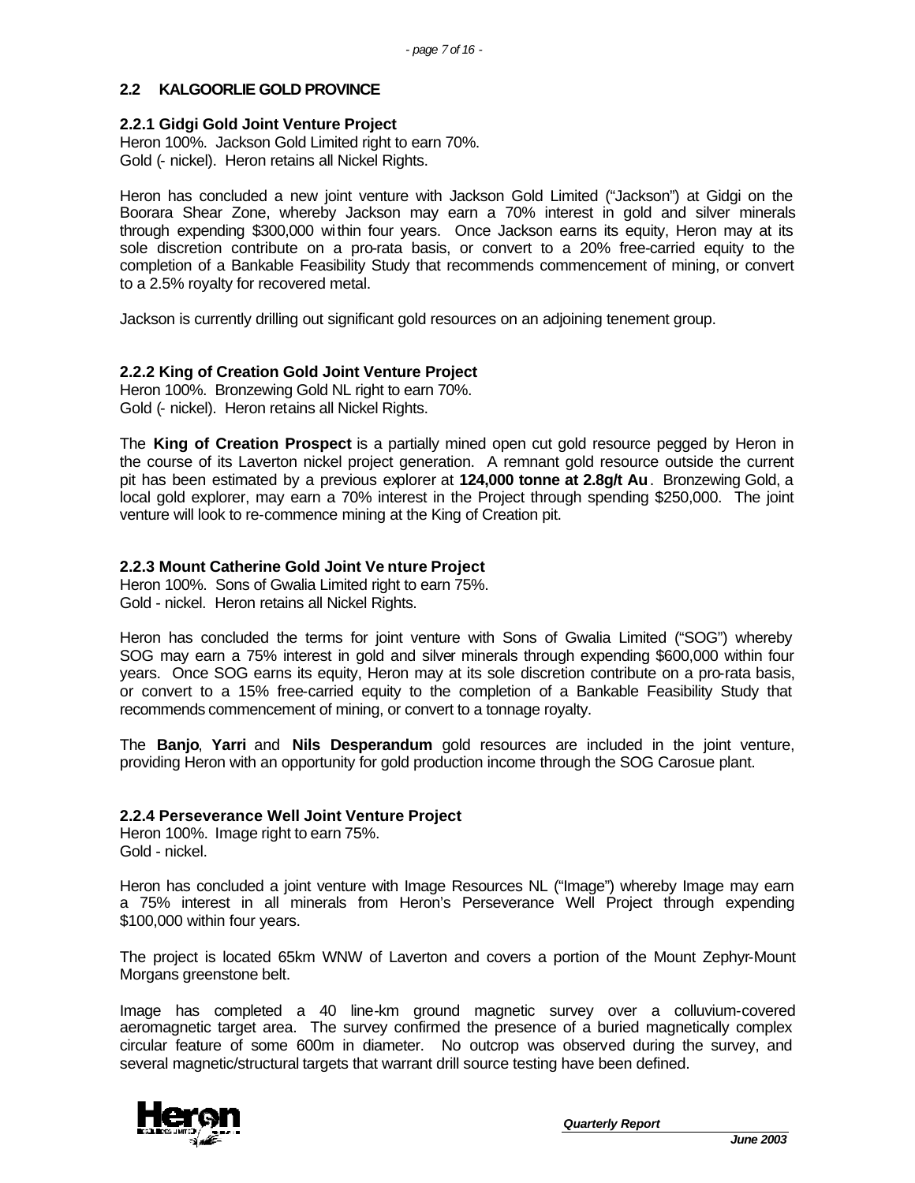## 2.2 KALGOORLIE GOLD PROVINCE

### 2.2.1 Gidgi Gold Joint Venture Project

Heron 100%. Jackson Gold Limited right to earn 70%.
Gold (- nickel). Heron retains all Nickel Rights.

Heron has concluded a new joint venture with Jackson Gold Limited ("Jackson") at Gidgi on the Boorara Shear Zone, whereby Jackson may earn a 70% interest in gold and silver minerals through expending $300,000 within four years. Once Jackson earns its equity, Heron may at its sole discretion contribute on a pro-rata basis, or convert to a 20% free-carried equity to the completion of a Bankable Feasibility Study that recommends commencement of mining, or convert to a 2.5% royalty for recovered metal.

Jackson is currently drilling out significant gold resources on an adjoining tenement group.

### 2.2.2 King of Creation Gold Joint Venture Project

Heron 100%. Bronzewing Gold NL right to earn 70%.
Gold (- nickel). Heron retains all Nickel Rights.

The **King of Creation Prospect** is a partially mined open cut gold resource pegged by Heron in the course of its Laverton nickel project generation. A remnant gold resource outside the current pit has been estimated by a previous explorer at **124,000 tonne at 2.8g/t Au**. Bronzewing Gold, a local gold explorer, may earn a 70% interest in the Project through spending $250,000. The joint venture will look to re-commence mining at the King of Creation pit.

### 2.2.3 Mount Catherine Gold Joint Venture Project

Heron 100%. Sons of Gwalia Limited right to earn 75%.
Gold - nickel. Heron retains all Nickel Rights.

Heron has concluded the terms for joint venture with Sons of Gwalia Limited ("SOG") whereby SOG may earn a 75% interest in gold and silver minerals through expending $600,000 within four years. Once SOG earns its equity, Heron may at its sole discretion contribute on a pro-rata basis, or convert to a 15% free-carried equity to the completion of a Bankable Feasibility Study that recommends commencement of mining, or convert to a tonnage royalty.

The **Banjo**, **Yarri** and **Nils Desperandum** gold resources are included in the joint venture, providing Heron with an opportunity for gold production income through the SOG Carosue plant.

### 2.2.4 Perseverance Well Joint Venture Project

Heron 100%. Image right to earn 75%.
Gold - nickel.

Heron has concluded a joint venture with Image Resources NL ("Image") whereby Image may earn a 75% interest in all minerals from Heron's Perseverance Well Project through expending $100,000 within four years.

The project is located 65km WNW of Laverton and covers a portion of the Mount Zephyr-Mount Morgans greenstone belt.

Image has completed a 40 line-km ground magnetic survey over a colluvium-covered aeromagnetic target area. The survey confirmed the presence of a buried magnetically complex circular feature of some 600m in diameter. No outcrop was observed during the survey, and several magnetic/structural targets that warrant drill source testing have been defined.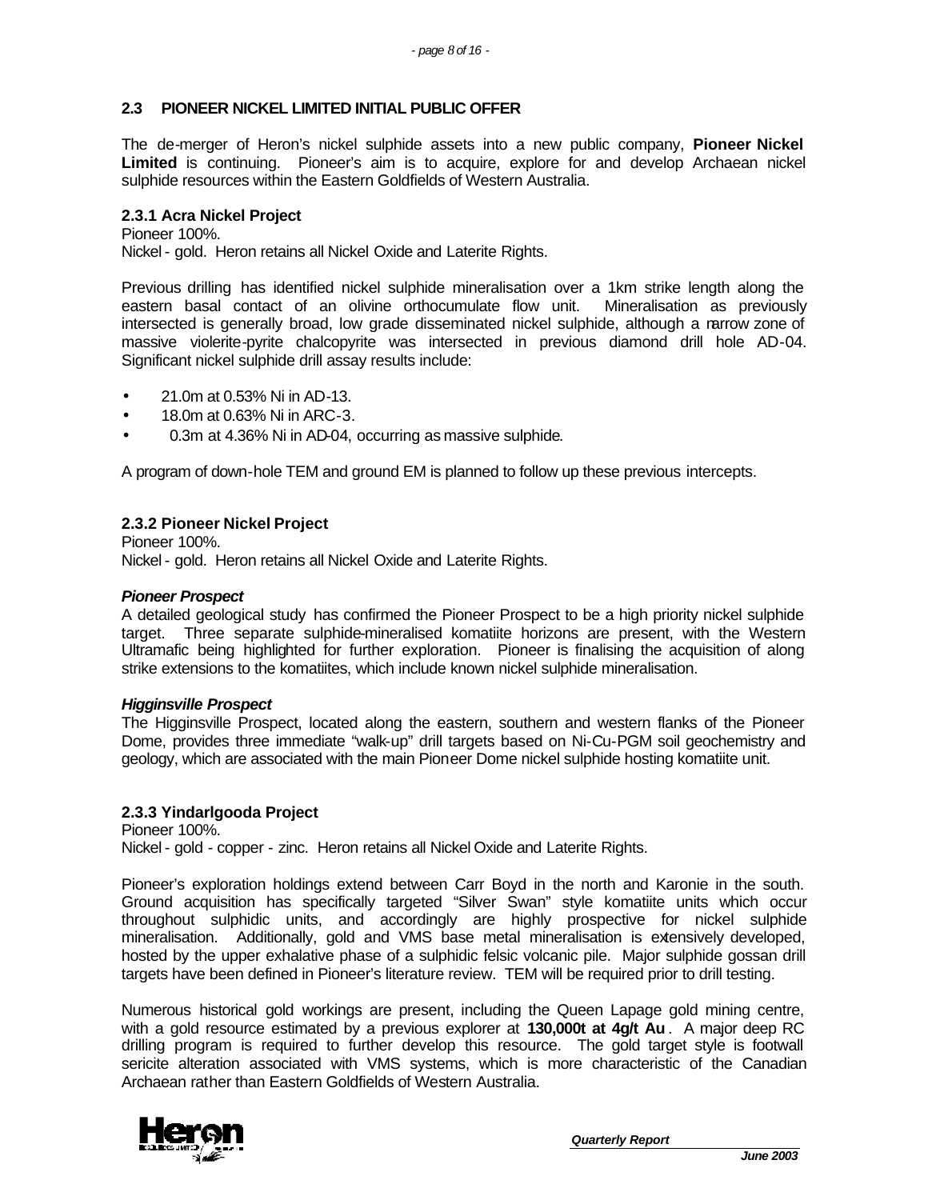## 2.3 PIONEER NICKEL LIMITED INITIAL PUBLIC OFFER

The de-merger of Heron's nickel sulphide assets into a new public company, **Pioneer Nickel Limited** is continuing. Pioneer's aim is to acquire, explore for and develop Archaean nickel sulphide resources within the Eastern Goldfields of Western Australia.

### 2.3.1 Acra Nickel Project

Pioneer 100%.
Nickel - gold. Heron retains all Nickel Oxide and Laterite Rights.

Previous drilling has identified nickel sulphide mineralisation over a 1km strike length along the eastern basal contact of an olivine orthocumulate flow unit. Mineralisation as previously intersected is generally broad, low grade disseminated nickel sulphide, although a narrow zone of massive violerite-pyrite chalcopyrite was intersected in previous diamond drill hole AD-04. Significant nickel sulphide drill assay results include:

- 21.0m at 0.53% Ni in AD-13.
- 18.0m at 0.63% Ni in ARC-3.
- 0.3m at 4.36% Ni in AD-04, occurring as massive sulphide.

A program of down-hole TEM and ground EM is planned to follow up these previous intercepts.

### 2.3.2 Pioneer Nickel Project

Pioneer 100%.
Nickel - gold. Heron retains all Nickel Oxide and Laterite Rights.

***Pioneer Prospect***

A detailed geological study has confirmed the Pioneer Prospect to be a high priority nickel sulphide target. Three separate sulphide-mineralised komatiite horizons are present, with the Western Ultramafic being highlighted for further exploration. Pioneer is finalising the acquisition of along strike extensions to the komatiites, which include known nickel sulphide mineralisation.

***Higginsville Prospect***

The Higginsville Prospect, located along the eastern, southern and western flanks of the Pioneer Dome, provides three immediate "walk-up" drill targets based on Ni-Cu-PGM soil geochemistry and geology, which are associated with the main Pioneer Dome nickel sulphide hosting komatiite unit.

### 2.3.3 Yindarlgooda Project

Pioneer 100%.
Nickel - gold - copper - zinc. Heron retains all Nickel Oxide and Laterite Rights.

Pioneer's exploration holdings extend between Carr Boyd in the north and Karonie in the south. Ground acquisition has specifically targeted "Silver Swan" style komatiite units which occur throughout sulphidic units, and accordingly are highly prospective for nickel sulphide mineralisation. Additionally, gold and VMS base metal mineralisation is extensively developed, hosted by the upper exhalative phase of a sulphidic felsic volcanic pile. Major sulphide gossan drill targets have been defined in Pioneer's literature review. TEM will be required prior to drill testing.

Numerous historical gold workings are present, including the Queen Lapage gold mining centre, with a gold resource estimated by a previous explorer at **130,000t at 4g/t Au**. A major deep RC drilling program is required to further develop this resource. The gold target style is footwall sericite alteration associated with VMS systems, which is more characteristic of the Canadian Archaean rather than Eastern Goldfields of Western Australia.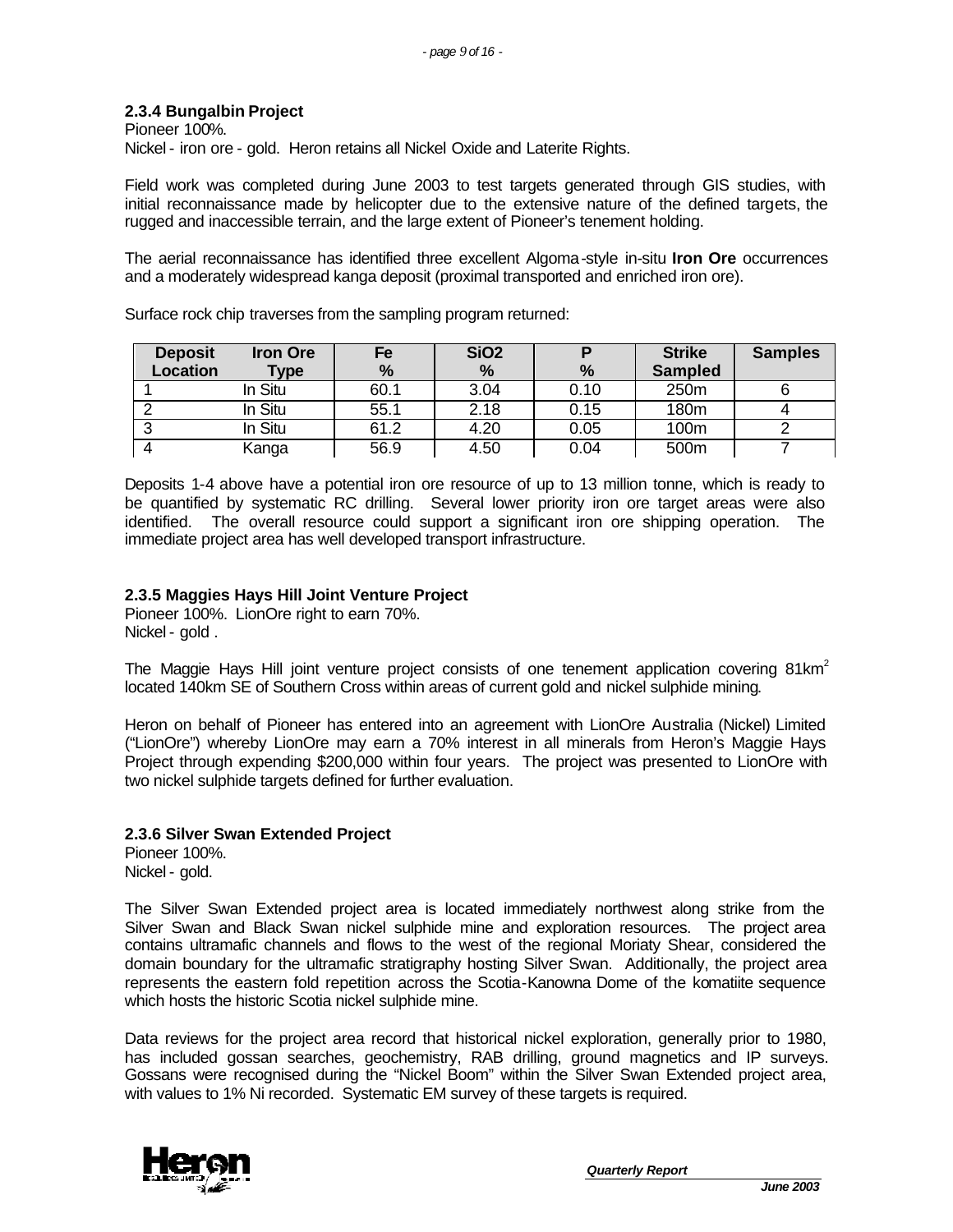### 2.3.4 Bungalbin Project

Pioneer 100%.
Nickel - iron ore - gold. Heron retains all Nickel Oxide and Laterite Rights.

Field work was completed during June 2003 to test targets generated through GIS studies, with initial reconnaissance made by helicopter due to the extensive nature of the defined targets, the rugged and inaccessible terrain, and the large extent of Pioneer's tenement holding.

The aerial reconnaissance has identified three excellent Algoma-style in-situ **Iron Ore** occurrences and a moderately widespread kanga deposit (proximal transported and enriched iron ore).

Surface rock chip traverses from the sampling program returned:

| Deposit Location | Iron Ore Type | Fe % | $SiO_2$ % | P % | Strike Sampled | Samples |
|---|---|---|---|---|---|---|
| 1 | In Situ | 60.1 | 3.04 | 0.10 | 250m | 6 |
| 2 | In Situ | 55.1 | 2.18 | 0.15 | 180m | 4 |
| 3 | In Situ | 61.2 | 4.20 | 0.05 | 100m | 2 |
| 4 | Kanga | 56.9 | 4.50 | 0.04 | 500m | 7 |

Deposits 1-4 above have a potential iron ore resource of up to 13 million tonne, which is ready to be quantified by systematic RC drilling. Several lower priority iron ore target areas were also identified. The overall resource could support a significant iron ore shipping operation. The immediate project area has well developed transport infrastructure.

### 2.3.5 Maggies Hays Hill Joint Venture Project

Pioneer 100%. LionOre right to earn 70%.
Nickel - gold .

The Maggie Hays Hill joint venture project consists of one tenement application covering 81km$^2$ located 140km SE of Southern Cross within areas of current gold and nickel sulphide mining.

Heron on behalf of Pioneer has entered into an agreement with LionOre Australia (Nickel) Limited ("LionOre") whereby LionOre may earn a 70% interest in all minerals from Heron's Maggie Hays Project through expending $200,000 within four years. The project was presented to LionOre with two nickel sulphide targets defined for further evaluation.

### 2.3.6 Silver Swan Extended Project

Pioneer 100%.
Nickel - gold.

The Silver Swan Extended project area is located immediately northwest along strike from the Silver Swan and Black Swan nickel sulphide mine and exploration resources. The project area contains ultramafic channels and flows to the west of the regional Moriaty Shear, considered the domain boundary for the ultramafic stratigraphy hosting Silver Swan. Additionally, the project area represents the eastern fold repetition across the Scotia-Kanowna Dome of the komatiite sequence which hosts the historic Scotia nickel sulphide mine.

Data reviews for the project area record that historical nickel exploration, generally prior to 1980, has included gossan searches, geochemistry, RAB drilling, ground magnetics and IP surveys. Gossans were recognised during the "Nickel Boom" within the Silver Swan Extended project area, with values to 1% Ni recorded. Systematic EM survey of these targets is required.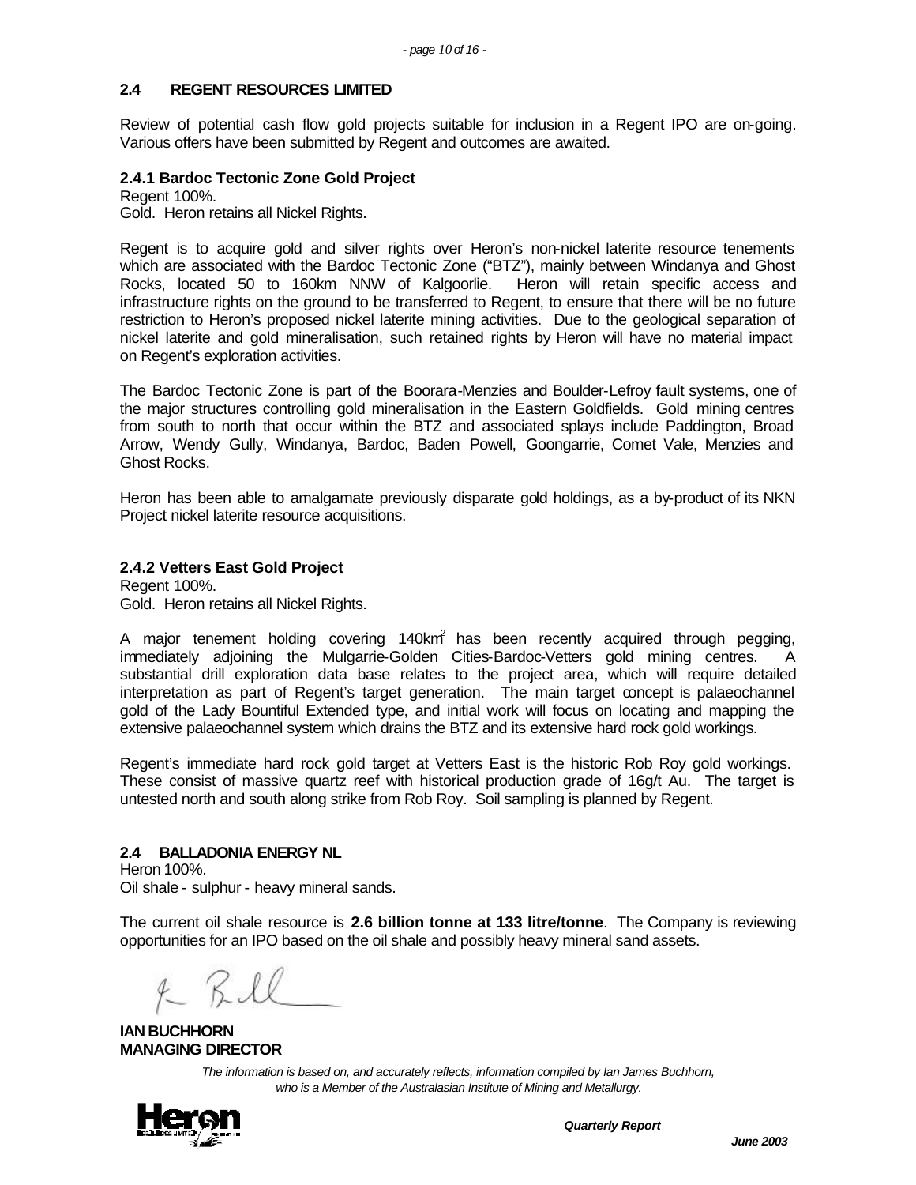## 2.4 REGENT RESOURCES LIMITED

Review of potential cash flow gold projects suitable for inclusion in a Regent IPO are on-going. Various offers have been submitted by Regent and outcomes are awaited.

### 2.4.1 Bardoc Tectonic Zone Gold Project

Regent 100%.
Gold. Heron retains all Nickel Rights.

Regent is to acquire gold and silver rights over Heron's non-nickel laterite resource tenements which are associated with the Bardoc Tectonic Zone ("BTZ"), mainly between Windanya and Ghost Rocks, located 50 to 160km NNW of Kalgoorlie. Heron will retain specific access and infrastructure rights on the ground to be transferred to Regent, to ensure that there will be no future restriction to Heron's proposed nickel laterite mining activities. Due to the geological separation of nickel laterite and gold mineralisation, such retained rights by Heron will have no material impact on Regent's exploration activities.

The Bardoc Tectonic Zone is part of the Boorara-Menzies and Boulder-Lefroy fault systems, one of the major structures controlling gold mineralisation in the Eastern Goldfields. Gold mining centres from south to north that occur within the BTZ and associated splays include Paddington, Broad Arrow, Wendy Gully, Windanya, Bardoc, Baden Powell, Goongarrie, Comet Vale, Menzies and Ghost Rocks.

Heron has been able to amalgamate previously disparate gold holdings, as a by-product of its NKN Project nickel laterite resource acquisitions.

### 2.4.2 Vetters East Gold Project

Regent 100%.
Gold. Heron retains all Nickel Rights.

A major tenement holding covering 140km$^2$ has been recently acquired through pegging, immediately adjoining the Mulgarrie-Golden Cities-Bardoc-Vetters gold mining centres. A substantial drill exploration data base relates to the project area, which will require detailed interpretation as part of Regent's target generation. The main target concept is palaeochannel gold of the Lady Bountiful Extended type, and initial work will focus on locating and mapping the extensive palaeochannel system which drains the BTZ and its extensive hard rock gold workings.

Regent's immediate hard rock gold target at Vetters East is the historic Rob Roy gold workings. These consist of massive quartz reef with historical production grade of 16g/t Au. The target is untested north and south along strike from Rob Roy. Soil sampling is planned by Regent.

## 2.4 BALLADONIA ENERGY NL

Heron 100%.
Oil shale - sulphur - heavy mineral sands.

The current oil shale resource is **2.6 billion tonne at 133 litre/tonne**. The Company is reviewing opportunities for an IPO based on the oil shale and possibly heavy mineral sand assets.

**IAN BUCHHORN**
**MANAGING DIRECTOR**

*The information is based on, and accurately reflects, information compiled by Ian James Buchhorn, who is a Member of the Australasian Institute of Mining and Metallurgy.*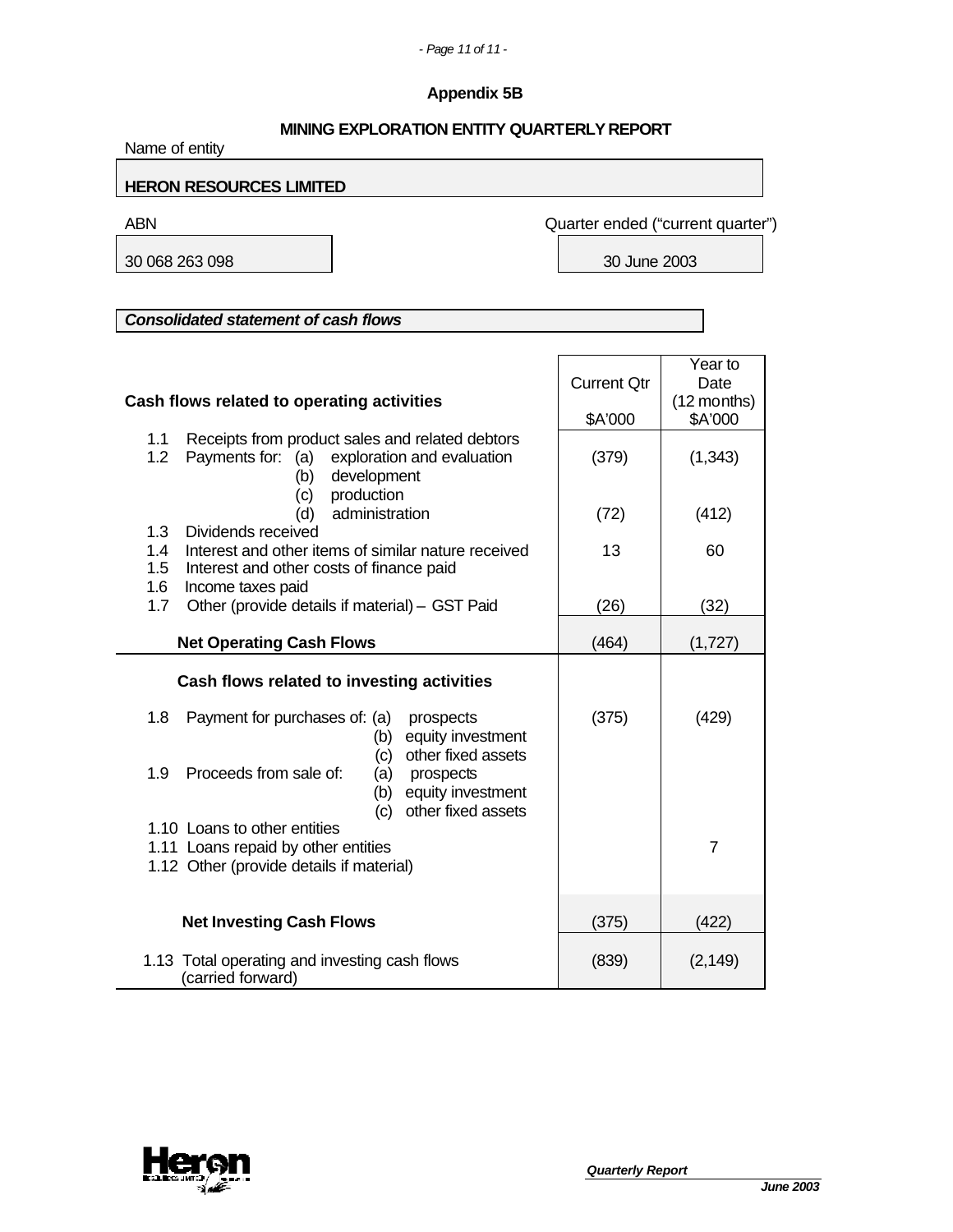## Appendix 5B

### MINING EXPLORATION ENTITY QUARTERLY REPORT

Name of entity

**HERON RESOURCES LIMITED**

| ABN | Quarter ended ("current quarter") |
|---|---|
| 30 068 263 098 | 30 June 2003 |

***Consolidated statement of cash flows***

| Cash flows related to operating activities | Current Qtr $A'000 | Year to Date (12 months) $A'000 |
|---|---|---|
| 1.1 Receipts from product sales and related debtors | | |
| 1.2 Payments for: (a) exploration and evaluation | (379) | (1,343) |
| (b) development | | |
| (c) production | | |
| (d) administration | (72) | (412) |
| 1.3 Dividends received | | |
| 1.4 Interest and other items of similar nature received | 13 | 60 |
| 1.5 Interest and other costs of finance paid | | |
| 1.6 Income taxes paid | | |
| 1.7 Other (provide details if material) – GST Paid | (26) | (32) |
| **Net Operating Cash Flows** | (464) | (1,727) |
| **Cash flows related to investing activities** | | |
| 1.8 Payment for purchases of: (a) prospects | (375) | (429) |
| (b) equity investment | | |
| (c) other fixed assets | | |
| 1.9 Proceeds from sale of: (a) prospects | | |
| (b) equity investment | | |
| (c) other fixed assets | | |
| 1.10 Loans to other entities | | |
| 1.11 Loans repaid by other entities | | 7 |
| 1.12 Other (provide details if material) | | |
| **Net Investing Cash Flows** | (375) | (422) |
| 1.13 Total operating and investing cash flows (carried forward) | (839) | (2,149) |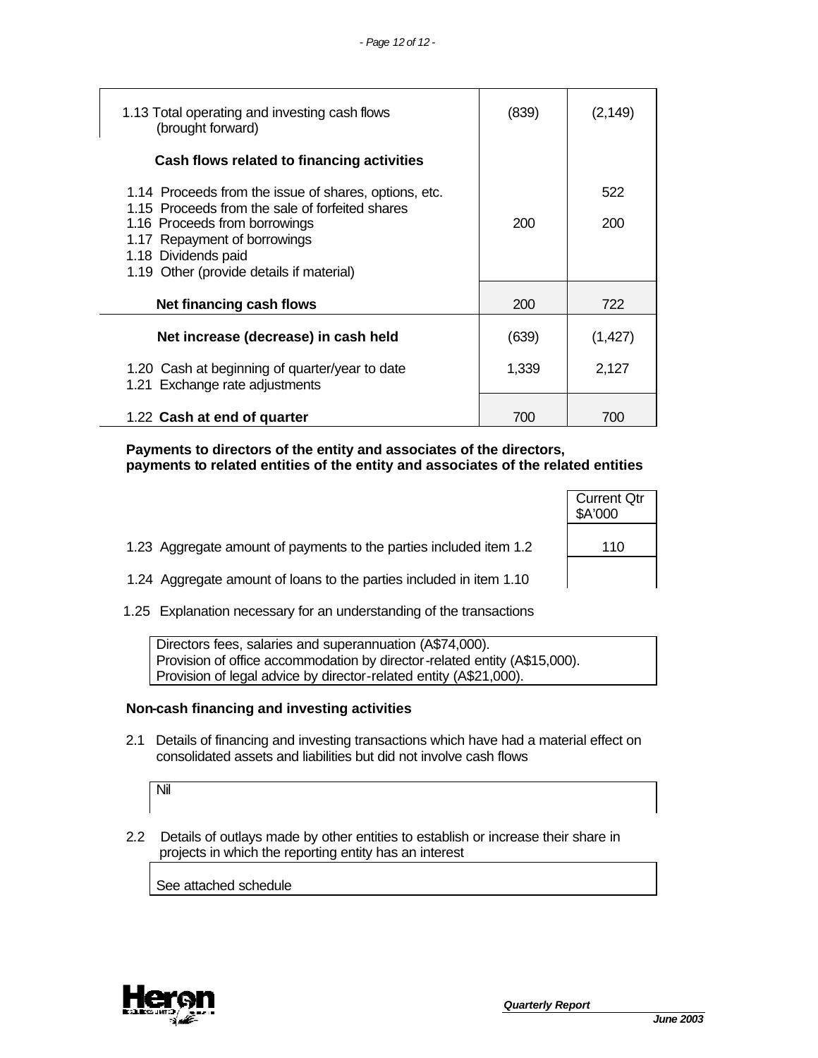| | Current Qtr | Year to date |
|---|---|---|
| 1.13 Total operating and investing cash flows (brought forward) | (839) | (2,149) |
| **Cash flows related to financing activities** | | |
| 1.14 Proceeds from the issue of shares, options, etc. | | 522 |
| 1.15 Proceeds from the sale of forfeited shares | | |
| 1.16 Proceeds from borrowings | 200 | 200 |
| 1.17 Repayment of borrowings | | |
| 1.18 Dividends paid | | |
| 1.19 Other (provide details if material) | | |
| **Net financing cash flows** | 200 | 722 |
| **Net increase (decrease) in cash held** | (639) | (1,427) |
| 1.20 Cash at beginning of quarter/year to date | 1,339 | 2,127 |
| 1.21 Exchange rate adjustments | | |
| 1.22 **Cash at end of quarter** | 700 | 700 |

**Payments to directors of the entity and associates of the directors, payments to related entities of the entity and associates of the related entities**

| | Current Qtr $A'000 |
|---|---|
| 1.23 Aggregate amount of payments to the parties included item 1.2 | 110 |
| 1.24 Aggregate amount of loans to the parties included in item 1.10 | |

1.25 Explanation necessary for an understanding of the transactions

Directors fees, salaries and superannuation (A$74,000).
Provision of office accommodation by director-related entity (A$15,000).
Provision of legal advice by director-related entity (A$21,000).

**Non-cash financing and investing activities**

2.1 Details of financing and investing transactions which have had a material effect on consolidated assets and liabilities but did not involve cash flows

Nil

2.2 Details of outlays made by other entities to establish or increase their share in projects in which the reporting entity has an interest

See attached schedule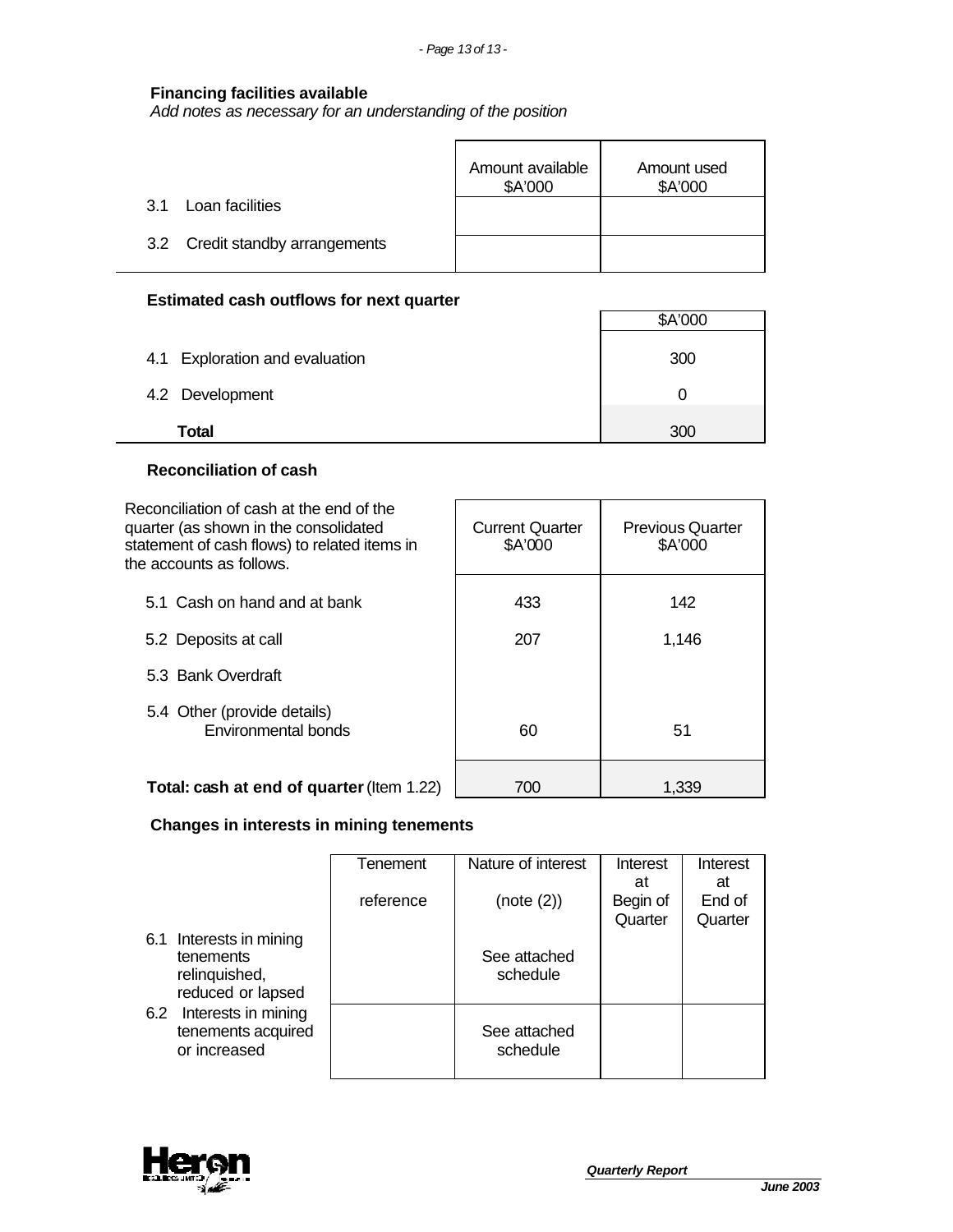**Financing facilities available**

*Add notes as necessary for an understanding of the position*

| | Amount available $A'000 | Amount used $A'000 |
|---|---|---|
| 3.1 Loan facilities | | |
| 3.2 Credit standby arrangements | | |

**Estimated cash outflows for next quarter**

| | $A'000 |
|---|---|
| 4.1 Exploration and evaluation | 300 |
| 4.2 Development | 0 |
| **Total** | 300 |

**Reconciliation of cash**

| Reconciliation of cash at the end of the quarter (as shown in the consolidated statement of cash flows) to related items in the accounts as follows. | Current Quarter $A'000 | Previous Quarter $A'000 |
|---|---|---|
| 5.1 Cash on hand and at bank | 433 | 142 |
| 5.2 Deposits at call | 207 | 1,146 |
| 5.3 Bank Overdraft | | |
| 5.4 Other (provide details) Environmental bonds | 60 | 51 |
| **Total: cash at end of quarter** (Item 1.22) | 700 | 1,339 |

**Changes in interests in mining tenements**

| | Tenement reference | Nature of interest (note (2)) | Interest at Begin of Quarter | Interest at End of Quarter |
|---|---|---|---|---|
| 6.1 Interests in mining tenements relinquished, reduced or lapsed | | See attached schedule | | |
| 6.2 Interests in mining tenements acquired or increased | | See attached schedule | | |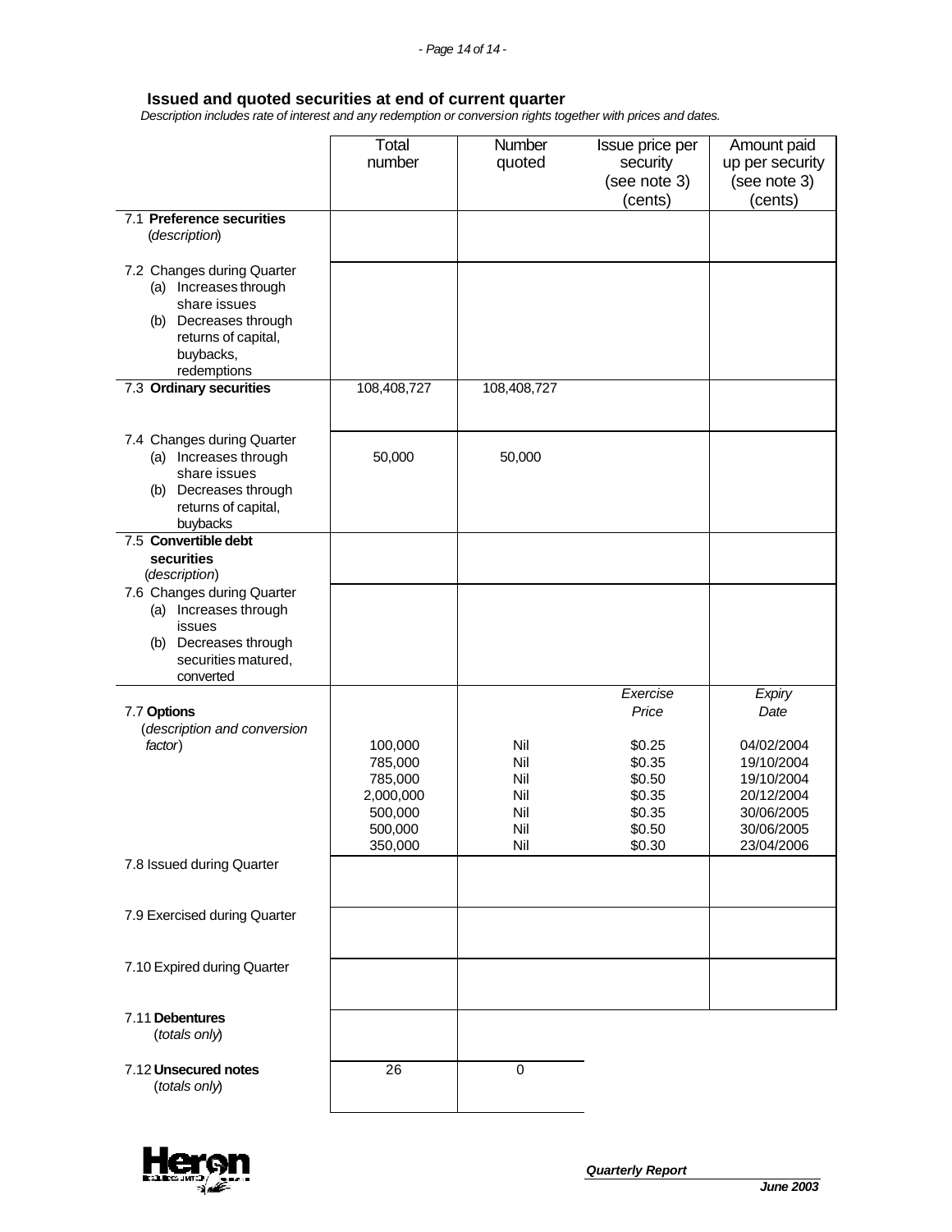## Issued and quoted securities at end of current quarter

*Description includes rate of interest and any redemption or conversion rights together with prices and dates.*

| | Total number | Number quoted | Issue price per security (see note 3) (cents) | Amount paid up per security (see note 3) (cents) |
|---|---|---|---|---|
| 7.1 **Preference securities** (*description*) | | | | |
| 7.2 Changes during Quarter (a) Increases through share issues (b) Decreases through returns of capital, buybacks, redemptions | | | | |
| 7.3 **Ordinary securities** | 108,408,727 | 108,408,727 | | |
| 7.4 Changes during Quarter (a) Increases through share issues (b) Decreases through returns of capital, buybacks | 50,000 | 50,000 | | |
| 7.5 **Convertible debt securities** (*description*) | | | | |
| 7.6 Changes during Quarter (a) Increases through issues (b) Decreases through securities matured, converted | | | | |
| | | | *Exercise Price* | *Expiry Date* |
| 7.7 **Options** (*description and conversion factor*) | 100,000 | Nil | \$0.25 | 04/02/2004 |
| | 785,000 | Nil | \$0.35 | 19/10/2004 |
| | 785,000 | Nil | \$0.50 | 19/10/2004 |
| | 2,000,000 | Nil | \$0.35 | 20/12/2004 |
| | 500,000 | Nil | \$0.35 | 30/06/2005 |
| | 500,000 | Nil | \$0.50 | 30/06/2005 |
| | 350,000 | Nil | \$0.30 | 23/04/2006 |
| 7.8 Issued during Quarter | | | | |
| 7.9 Exercised during Quarter | | | | |
| 7.10 Expired during Quarter | | | | |
| 7.11 **Debentures** (*totals only*) | | | | |
| 7.12 **Unsecured notes** (*totals only*) | 26 | 0 | | |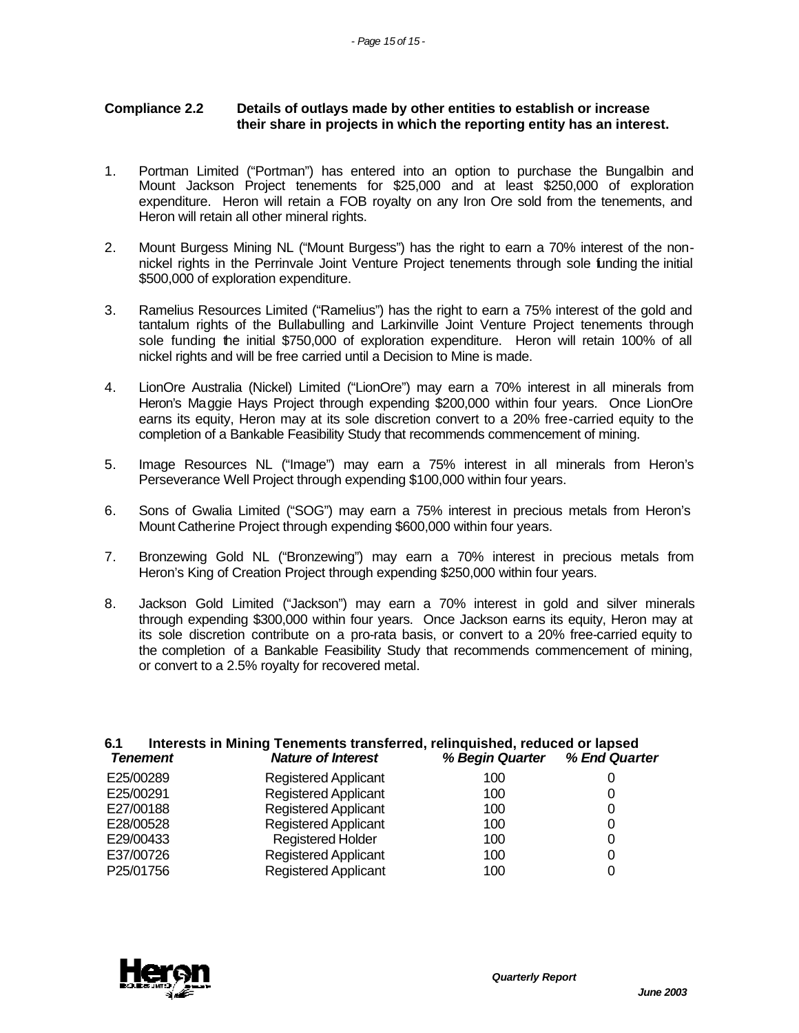### Compliance 2.2 Details of outlays made by other entities to establish or increase their share in projects in which the reporting entity has an interest.

1. Portman Limited ("Portman") has entered into an option to purchase the Bungalbin and Mount Jackson Project tenements for $25,000 and at least $250,000 of exploration expenditure. Heron will retain a FOB royalty on any Iron Ore sold from the tenements, and Heron will retain all other mineral rights.

2. Mount Burgess Mining NL ("Mount Burgess") has the right to earn a 70% interest of the non-nickel rights in the Perrinvale Joint Venture Project tenements through sole funding the initial $500,000 of exploration expenditure.

3. Ramelius Resources Limited ("Ramelius") has the right to earn a 75% interest of the gold and tantalum rights of the Bullabulling and Larkinville Joint Venture Project tenements through sole funding the initial $750,000 of exploration expenditure. Heron will retain 100% of all nickel rights and will be free carried until a Decision to Mine is made.

4. LionOre Australia (Nickel) Limited ("LionOre") may earn a 70% interest in all minerals from Heron's Maggie Hays Project through expending $200,000 within four years. Once LionOre earns its equity, Heron may at its sole discretion convert to a 20% free-carried equity to the completion of a Bankable Feasibility Study that recommends commencement of mining.

5. Image Resources NL ("Image") may earn a 75% interest in all minerals from Heron's Perseverance Well Project through expending $100,000 within four years.

6. Sons of Gwalia Limited ("SOG") may earn a 75% interest in precious metals from Heron's Mount Catherine Project through expending $600,000 within four years.

7. Bronzewing Gold NL ("Bronzewing") may earn a 70% interest in precious metals from Heron's King of Creation Project through expending $250,000 within four years.

8. Jackson Gold Limited ("Jackson") may earn a 70% interest in gold and silver minerals through expending $300,000 within four years. Once Jackson earns its equity, Heron may at its sole discretion contribute on a pro-rata basis, or convert to a 20% free-carried equity to the completion of a Bankable Feasibility Study that recommends commencement of mining, or convert to a 2.5% royalty for recovered metal.

### 6.1 Interests in Mining Tenements transferred, relinquished, reduced or lapsed

| *Tenement* | *Nature of Interest* | *% Begin Quarter* | *% End Quarter* |
|---|---|---|---|
| E25/00289 | Registered Applicant | 100 | 0 |
| E25/00291 | Registered Applicant | 100 | 0 |
| E27/00188 | Registered Applicant | 100 | 0 |
| E28/00528 | Registered Applicant | 100 | 0 |
| E29/00433 | Registered Holder | 100 | 0 |
| E37/00726 | Registered Applicant | 100 | 0 |
| P25/01756 | Registered Applicant | 100 | 0 |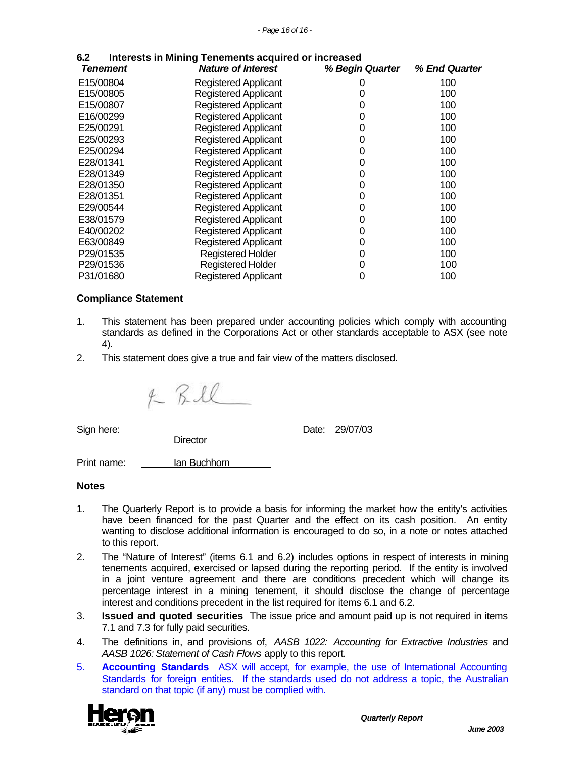## 6.2 Interests in Mining Tenements acquired or increased

| *Tenement* | *Nature of Interest* | *% Begin Quarter* | *% End Quarter* |
|---|---|---|---|
| E15/00804 | Registered Applicant | 0 | 100 |
| E15/00805 | Registered Applicant | 0 | 100 |
| E15/00807 | Registered Applicant | 0 | 100 |
| E16/00299 | Registered Applicant | 0 | 100 |
| E25/00291 | Registered Applicant | 0 | 100 |
| E25/00293 | Registered Applicant | 0 | 100 |
| E25/00294 | Registered Applicant | 0 | 100 |
| E28/01341 | Registered Applicant | 0 | 100 |
| E28/01349 | Registered Applicant | 0 | 100 |
| E28/01350 | Registered Applicant | 0 | 100 |
| E28/01351 | Registered Applicant | 0 | 100 |
| E29/00544 | Registered Applicant | 0 | 100 |
| E38/01579 | Registered Applicant | 0 | 100 |
| E40/00202 | Registered Applicant | 0 | 100 |
| E63/00849 | Registered Applicant | 0 | 100 |
| P29/01535 | Registered Holder | 0 | 100 |
| P29/01536 | Registered Holder | 0 | 100 |
| P31/01680 | Registered Applicant | 0 | 100 |

**Compliance Statement**

1. This statement has been prepared under accounting policies which comply with accounting standards as defined in the Corporations Act or other standards acceptable to ASX (see note 4).
2. This statement does give a true and fair view of the matters disclosed.

Sign here: ______________________ Date: 29/07/03
Director

Print name: Ian Buchhorn

**Notes**

1. The Quarterly Report is to provide a basis for informing the market how the entity's activities have been financed for the past Quarter and the effect on its cash position. An entity wanting to disclose additional information is encouraged to do so, in a note or notes attached to this report.
2. The "Nature of Interest" (items 6.1 and 6.2) includes options in respect of interests in mining tenements acquired, exercised or lapsed during the reporting period. If the entity is involved in a joint venture agreement and there are conditions precedent which will change its percentage interest in a mining tenement, it should disclose the change of percentage interest and conditions precedent in the list required for items 6.1 and 6.2.
3. **Issued and quoted securities** The issue price and amount paid up is not required in items 7.1 and 7.3 for fully paid securities.
4. The definitions in, and provisions of, *AASB 1022: Accounting for Extractive Industries* and *AASB 1026: Statement of Cash Flows* apply to this report.
5. **Accounting Standards** ASX will accept, for example, the use of International Accounting Standards for foreign entities. If the standards used do not address a topic, the Australian standard on that topic (if any) must be complied with.